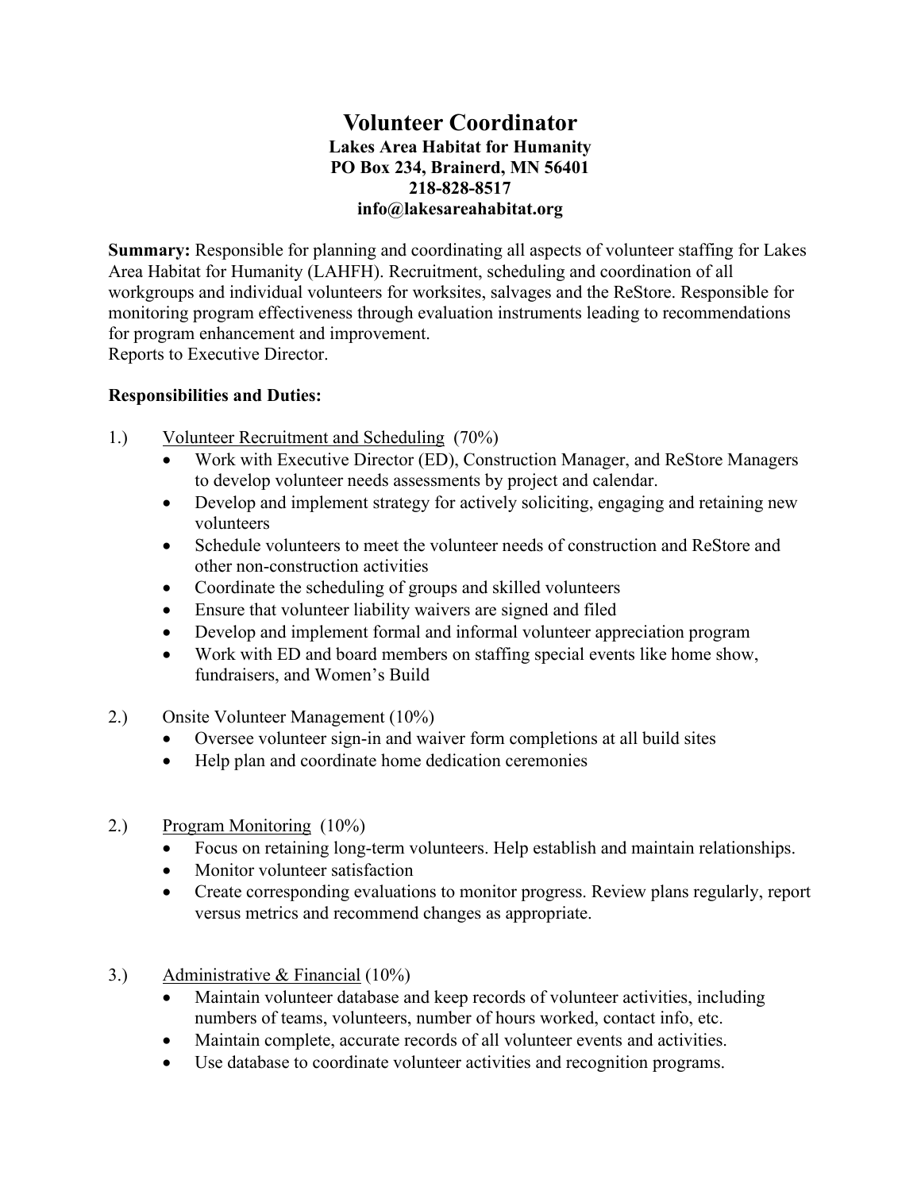# Volunteer Coordinator

**Lakes Area Habitat for Humanity**
**PO Box 234, Brainerd, MN 56401**
**218-828-8517**
**info@lakesareahabitat.org**

**Summary:** Responsible for planning and coordinating all aspects of volunteer staffing for Lakes Area Habitat for Humanity (LAHFH). Recruitment, scheduling and coordination of all workgroups and individual volunteers for worksites, salvages and the ReStore. Responsible for monitoring program effectiveness through evaluation instruments leading to recommendations for program enhancement and improvement.
Reports to Executive Director.

**Responsibilities and Duties:**

1.) Volunteer Recruitment and Scheduling (70%)

- Work with Executive Director (ED), Construction Manager, and ReStore Managers to develop volunteer needs assessments by project and calendar.
- Develop and implement strategy for actively soliciting, engaging and retaining new volunteers
- Schedule volunteers to meet the volunteer needs of construction and ReStore and other non-construction activities
- Coordinate the scheduling of groups and skilled volunteers
- Ensure that volunteer liability waivers are signed and filed
- Develop and implement formal and informal volunteer appreciation program
- Work with ED and board members on staffing special events like home show, fundraisers, and Women's Build

2.) Onsite Volunteer Management (10%)

- Oversee volunteer sign-in and waiver form completions at all build sites
- Help plan and coordinate home dedication ceremonies

2.) Program Monitoring (10%)

- Focus on retaining long-term volunteers. Help establish and maintain relationships.
- Monitor volunteer satisfaction
- Create corresponding evaluations to monitor progress. Review plans regularly, report versus metrics and recommend changes as appropriate.

3.) Administrative & Financial (10%)

- Maintain volunteer database and keep records of volunteer activities, including numbers of teams, volunteers, number of hours worked, contact info, etc.
- Maintain complete, accurate records of all volunteer events and activities.
- Use database to coordinate volunteer activities and recognition programs.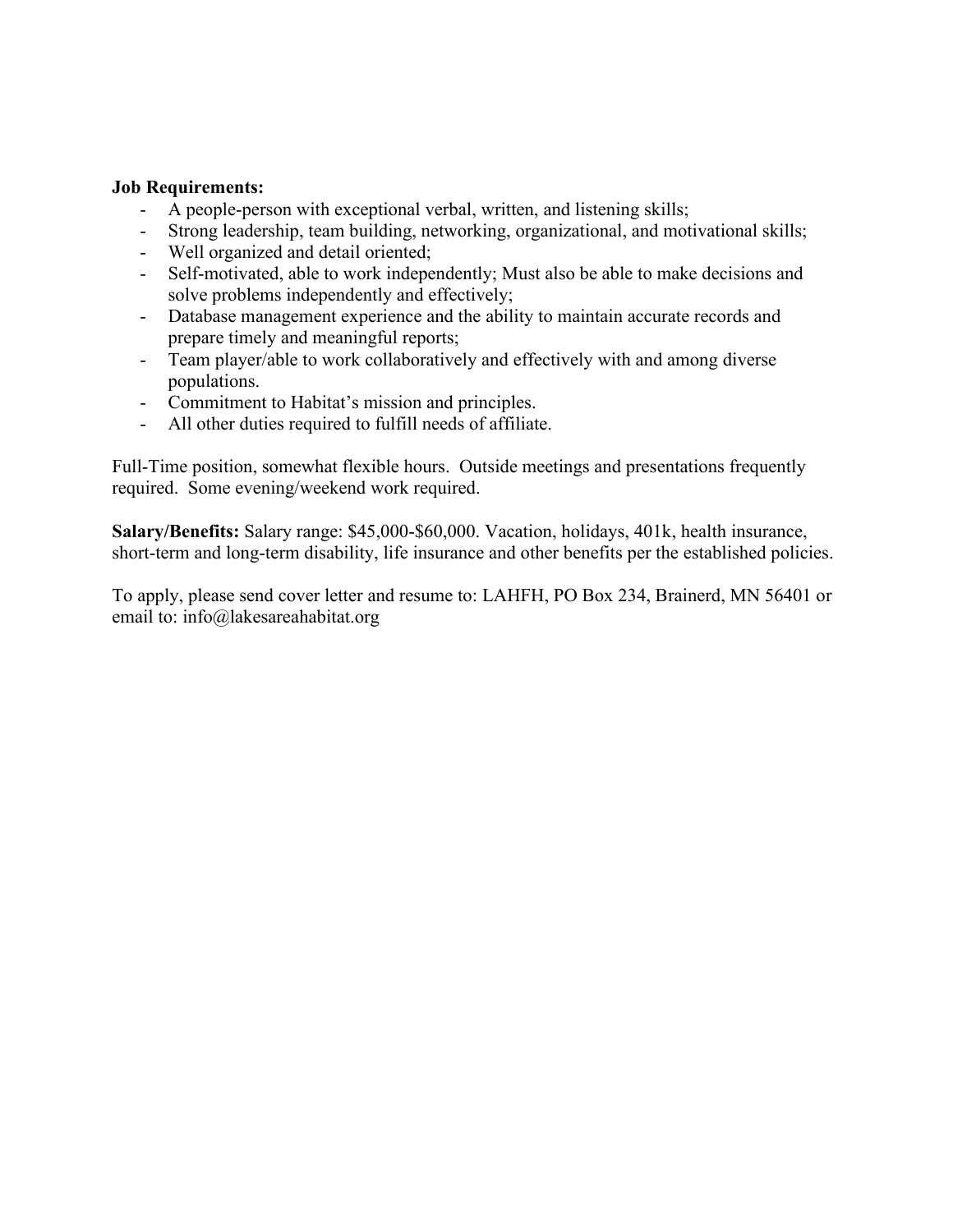**Job Requirements:**

- A people-person with exceptional verbal, written, and listening skills;
- Strong leadership, team building, networking, organizational, and motivational skills;
- Well organized and detail oriented;
- Self-motivated, able to work independently; Must also be able to make decisions and solve problems independently and effectively;
- Database management experience and the ability to maintain accurate records and prepare timely and meaningful reports;
- Team player/able to work collaboratively and effectively with and among diverse populations.
- Commitment to Habitat's mission and principles.
- All other duties required to fulfill needs of affiliate.

Full-Time position, somewhat flexible hours. Outside meetings and presentations frequently required. Some evening/weekend work required.

**Salary/Benefits:** Salary range: $45,000-$60,000. Vacation, holidays, 401k, health insurance, short-term and long-term disability, life insurance and other benefits per the established policies.

To apply, please send cover letter and resume to: LAHFH, PO Box 234, Brainerd, MN 56401 or email to: info@lakesareahabitat.org